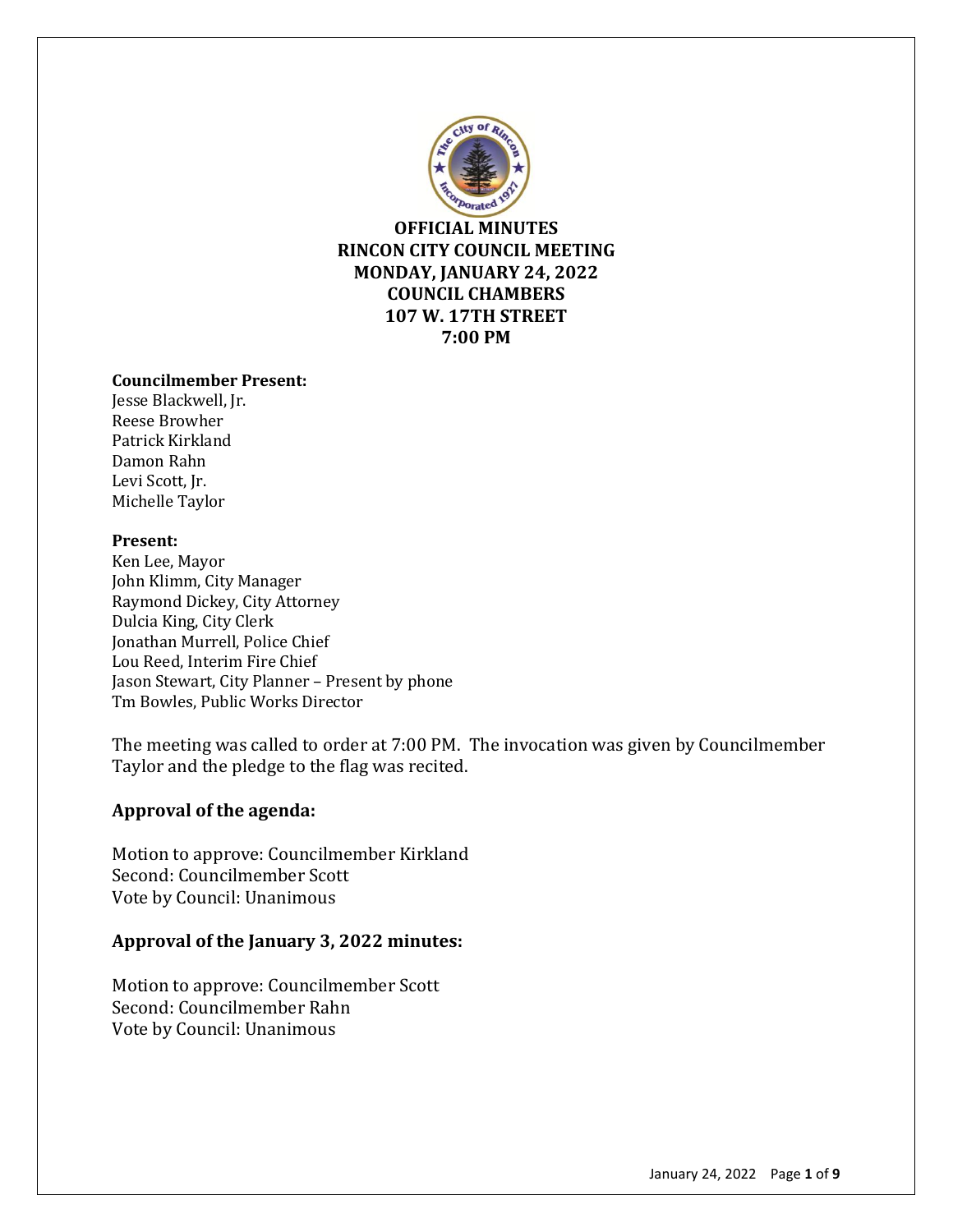**OFFICIAL MINUTES**
**RINCON CITY COUNCIL MEETING**
**MONDAY, JANUARY 24, 2022**
**COUNCIL CHAMBERS**
**107 W. 17TH STREET**
**7:00 PM**

**Councilmember Present:**
Jesse Blackwell, Jr.
Reese Browher
Patrick Kirkland
Damon Rahn
Levi Scott, Jr.
Michelle Taylor

**Present:**
Ken Lee, Mayor
John Klimm, City Manager
Raymond Dickey, City Attorney
Dulcia King, City Clerk
Jonathan Murrell, Police Chief
Lou Reed, Interim Fire Chief
Jason Stewart, City Planner – Present by phone
Tm Bowles, Public Works Director

The meeting was called to order at 7:00 PM. The invocation was given by Councilmember Taylor and the pledge to the flag was recited.

## Approval of the agenda:

Motion to approve: Councilmember Kirkland
Second: Councilmember Scott
Vote by Council: Unanimous

## Approval of the January 3, 2022 minutes:

Motion to approve: Councilmember Scott
Second: Councilmember Rahn
Vote by Council: Unanimous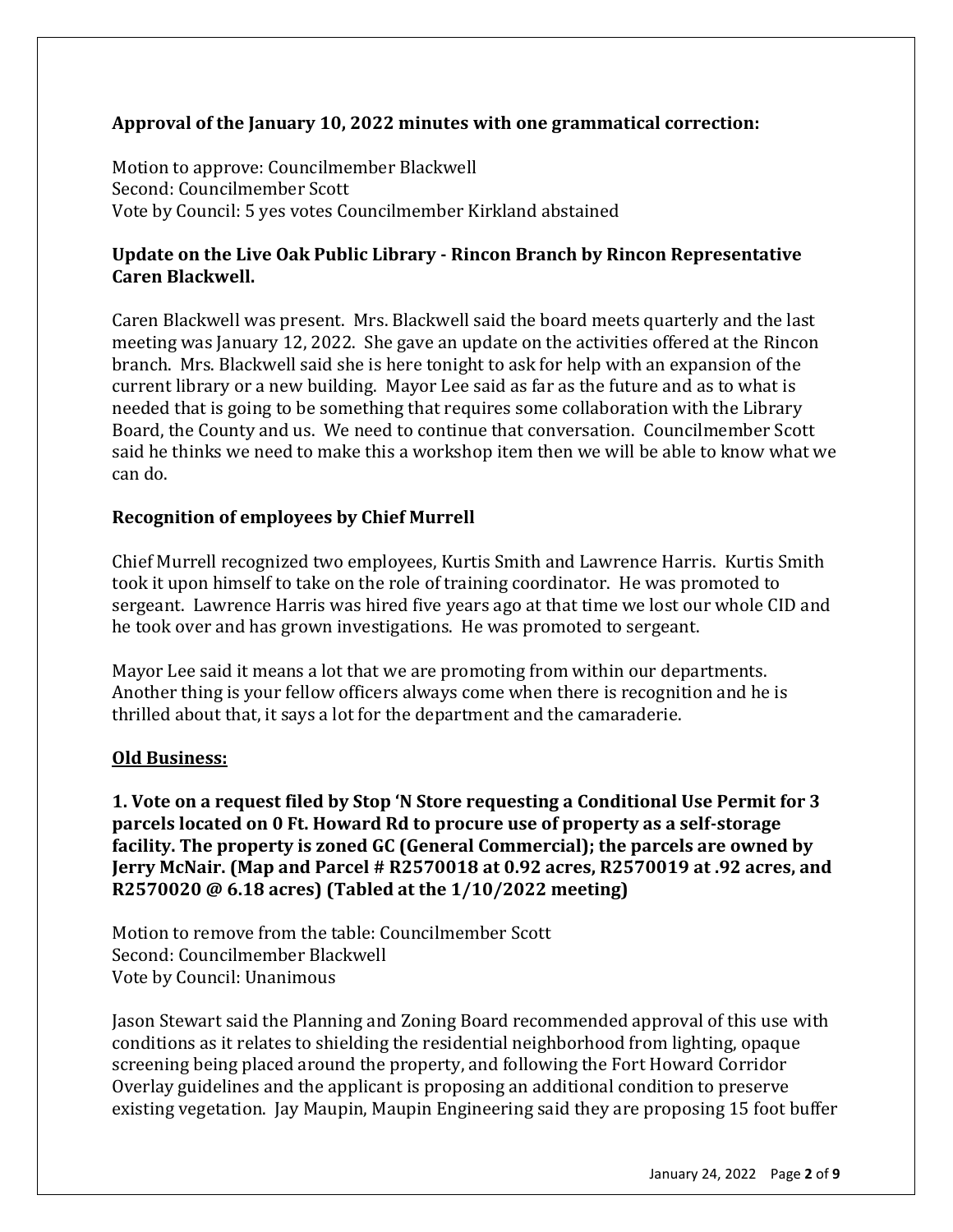**Approval of the January 10, 2022 minutes with one grammatical correction:**

Motion to approve: Councilmember Blackwell
Second: Councilmember Scott
Vote by Council: 5 yes votes Councilmember Kirkland abstained

**Update on the Live Oak Public Library - Rincon Branch by Rincon Representative Caren Blackwell.**

Caren Blackwell was present. Mrs. Blackwell said the board meets quarterly and the last meeting was January 12, 2022. She gave an update on the activities offered at the Rincon branch. Mrs. Blackwell said she is here tonight to ask for help with an expansion of the current library or a new building. Mayor Lee said as far as the future and as to what is needed that is going to be something that requires some collaboration with the Library Board, the County and us. We need to continue that conversation. Councilmember Scott said he thinks we need to make this a workshop item then we will be able to know what we can do.

**Recognition of employees by Chief Murrell**

Chief Murrell recognized two employees, Kurtis Smith and Lawrence Harris. Kurtis Smith took it upon himself to take on the role of training coordinator. He was promoted to sergeant. Lawrence Harris was hired five years ago at that time we lost our whole CID and he took over and has grown investigations. He was promoted to sergeant.

Mayor Lee said it means a lot that we are promoting from within our departments. Another thing is your fellow officers always come when there is recognition and he is thrilled about that, it says a lot for the department and the camaraderie.

**Old Business:**

**1. Vote on a request filed by Stop 'N Store requesting a Conditional Use Permit for 3 parcels located on 0 Ft. Howard Rd to procure use of property as a self-storage facility. The property is zoned GC (General Commercial); the parcels are owned by Jerry McNair. (Map and Parcel # R2570018 at 0.92 acres, R2570019 at .92 acres, and R2570020 @ 6.18 acres) (Tabled at the 1/10/2022 meeting)**

Motion to remove from the table: Councilmember Scott
Second: Councilmember Blackwell
Vote by Council: Unanimous

Jason Stewart said the Planning and Zoning Board recommended approval of this use with conditions as it relates to shielding the residential neighborhood from lighting, opaque screening being placed around the property, and following the Fort Howard Corridor Overlay guidelines and the applicant is proposing an additional condition to preserve existing vegetation. Jay Maupin, Maupin Engineering said they are proposing 15 foot buffer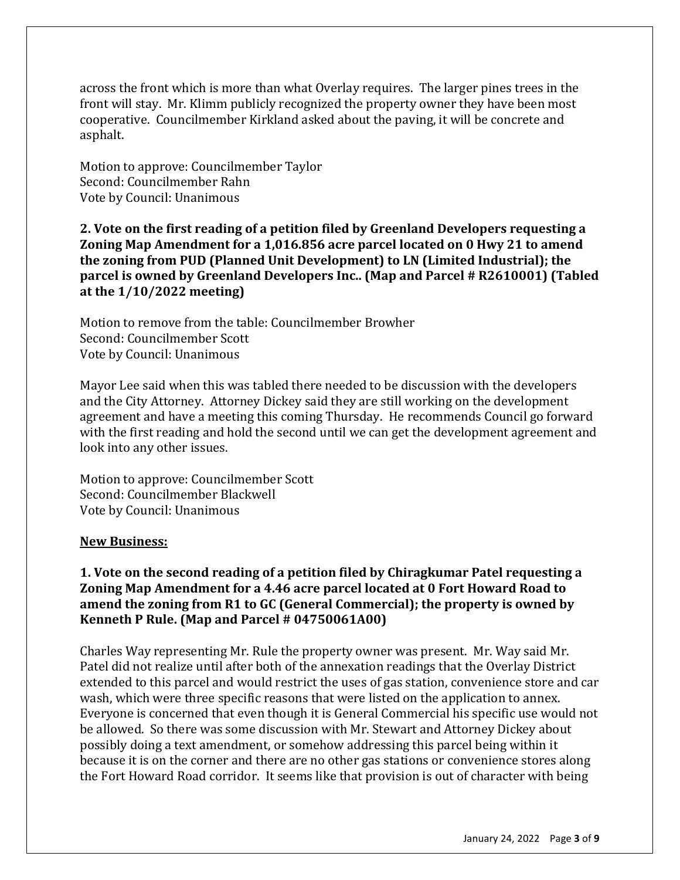across the front which is more than what Overlay requires. The larger pines trees in the front will stay. Mr. Klimm publicly recognized the property owner they have been most cooperative. Councilmember Kirkland asked about the paving, it will be concrete and asphalt.

Motion to approve: Councilmember Taylor
Second: Councilmember Rahn
Vote by Council: Unanimous

**2. Vote on the first reading of a petition filed by Greenland Developers requesting a Zoning Map Amendment for a 1,016.856 acre parcel located on 0 Hwy 21 to amend the zoning from PUD (Planned Unit Development) to LN (Limited Industrial); the parcel is owned by Greenland Developers Inc.. (Map and Parcel # R2610001) (Tabled at the 1/10/2022 meeting)**

Motion to remove from the table: Councilmember Browher
Second: Councilmember Scott
Vote by Council: Unanimous

Mayor Lee said when this was tabled there needed to be discussion with the developers and the City Attorney. Attorney Dickey said they are still working on the development agreement and have a meeting this coming Thursday. He recommends Council go forward with the first reading and hold the second until we can get the development agreement and look into any other issues.

Motion to approve: Councilmember Scott
Second: Councilmember Blackwell
Vote by Council: Unanimous

**<u>New Business:</u>**

**1. Vote on the second reading of a petition filed by Chiragkumar Patel requesting a Zoning Map Amendment for a 4.46 acre parcel located at 0 Fort Howard Road to amend the zoning from R1 to GC (General Commercial); the property is owned by Kenneth P Rule. (Map and Parcel # 04750061A00)**

Charles Way representing Mr. Rule the property owner was present. Mr. Way said Mr. Patel did not realize until after both of the annexation readings that the Overlay District extended to this parcel and would restrict the uses of gas station, convenience store and car wash, which were three specific reasons that were listed on the application to annex. Everyone is concerned that even though it is General Commercial his specific use would not be allowed. So there was some discussion with Mr. Stewart and Attorney Dickey about possibly doing a text amendment, or somehow addressing this parcel being within it because it is on the corner and there are no other gas stations or convenience stores along the Fort Howard Road corridor. It seems like that provision is out of character with being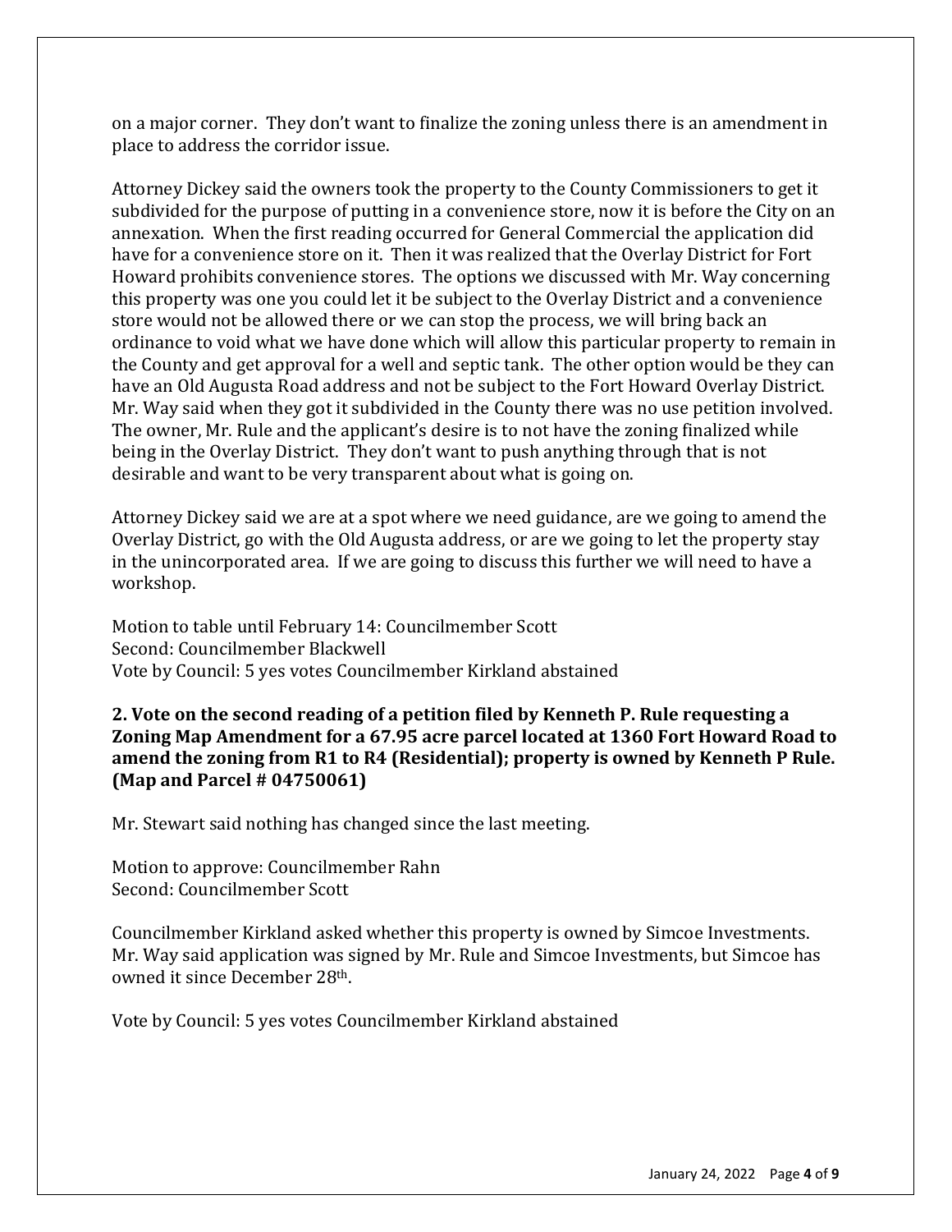on a major corner. They don't want to finalize the zoning unless there is an amendment in place to address the corridor issue.

Attorney Dickey said the owners took the property to the County Commissioners to get it subdivided for the purpose of putting in a convenience store, now it is before the City on an annexation. When the first reading occurred for General Commercial the application did have for a convenience store on it. Then it was realized that the Overlay District for Fort Howard prohibits convenience stores. The options we discussed with Mr. Way concerning this property was one you could let it be subject to the Overlay District and a convenience store would not be allowed there or we can stop the process, we will bring back an ordinance to void what we have done which will allow this particular property to remain in the County and get approval for a well and septic tank. The other option would be they can have an Old Augusta Road address and not be subject to the Fort Howard Overlay District. Mr. Way said when they got it subdivided in the County there was no use petition involved. The owner, Mr. Rule and the applicant's desire is to not have the zoning finalized while being in the Overlay District. They don't want to push anything through that is not desirable and want to be very transparent about what is going on.

Attorney Dickey said we are at a spot where we need guidance, are we going to amend the Overlay District, go with the Old Augusta address, or are we going to let the property stay in the unincorporated area. If we are going to discuss this further we will need to have a workshop.

Motion to table until February 14: Councilmember Scott
Second: Councilmember Blackwell
Vote by Council: 5 yes votes Councilmember Kirkland abstained

**2. Vote on the second reading of a petition filed by Kenneth P. Rule requesting a Zoning Map Amendment for a 67.95 acre parcel located at 1360 Fort Howard Road to amend the zoning from R1 to R4 (Residential); property is owned by Kenneth P Rule. (Map and Parcel # 04750061)**

Mr. Stewart said nothing has changed since the last meeting.

Motion to approve: Councilmember Rahn
Second: Councilmember Scott

Councilmember Kirkland asked whether this property is owned by Simcoe Investments. Mr. Way said application was signed by Mr. Rule and Simcoe Investments, but Simcoe has owned it since December 28th.

Vote by Council: 5 yes votes Councilmember Kirkland abstained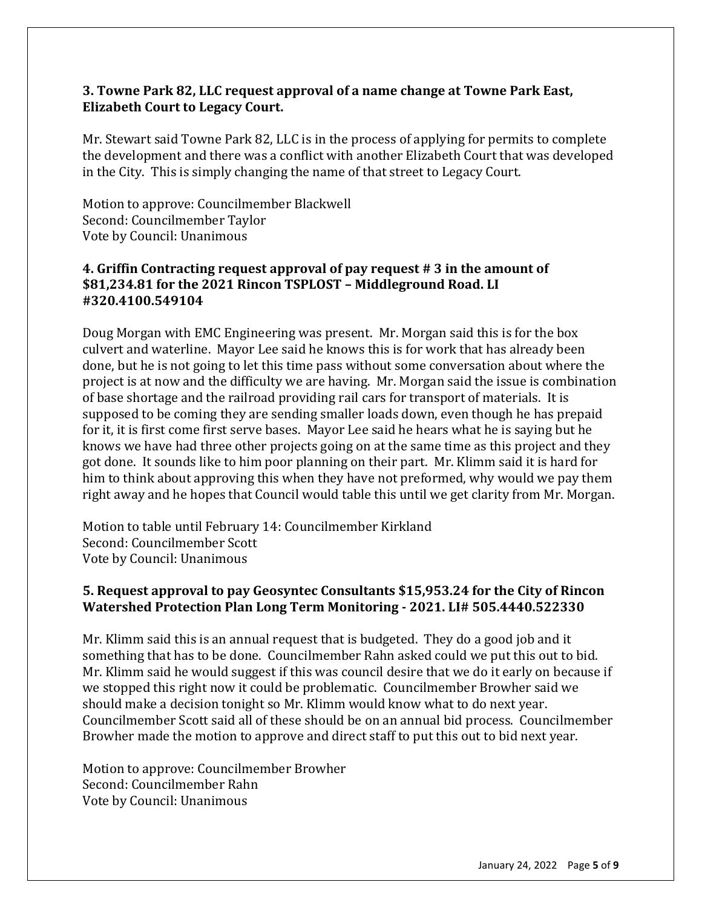**3. Towne Park 82, LLC request approval of a name change at Towne Park East, Elizabeth Court to Legacy Court.**

Mr. Stewart said Towne Park 82, LLC is in the process of applying for permits to complete the development and there was a conflict with another Elizabeth Court that was developed in the City. This is simply changing the name of that street to Legacy Court.

Motion to approve: Councilmember Blackwell
Second: Councilmember Taylor
Vote by Council: Unanimous

**4. Griffin Contracting request approval of pay request # 3 in the amount of $81,234.81 for the 2021 Rincon TSPLOST – Middleground Road. LI #320.4100.549104**

Doug Morgan with EMC Engineering was present. Mr. Morgan said this is for the box culvert and waterline. Mayor Lee said he knows this is for work that has already been done, but he is not going to let this time pass without some conversation about where the project is at now and the difficulty we are having. Mr. Morgan said the issue is combination of base shortage and the railroad providing rail cars for transport of materials. It is supposed to be coming they are sending smaller loads down, even though he has prepaid for it, it is first come first serve bases. Mayor Lee said he hears what he is saying but he knows we have had three other projects going on at the same time as this project and they got done. It sounds like to him poor planning on their part. Mr. Klimm said it is hard for him to think about approving this when they have not preformed, why would we pay them right away and he hopes that Council would table this until we get clarity from Mr. Morgan.

Motion to table until February 14: Councilmember Kirkland
Second: Councilmember Scott
Vote by Council: Unanimous

**5. Request approval to pay Geosyntec Consultants $15,953.24 for the City of Rincon Watershed Protection Plan Long Term Monitoring - 2021. LI# 505.4440.522330**

Mr. Klimm said this is an annual request that is budgeted. They do a good job and it something that has to be done. Councilmember Rahn asked could we put this out to bid. Mr. Klimm said he would suggest if this was council desire that we do it early on because if we stopped this right now it could be problematic. Councilmember Browher said we should make a decision tonight so Mr. Klimm would know what to do next year. Councilmember Scott said all of these should be on an annual bid process. Councilmember Browher made the motion to approve and direct staff to put this out to bid next year.

Motion to approve: Councilmember Browher
Second: Councilmember Rahn
Vote by Council: Unanimous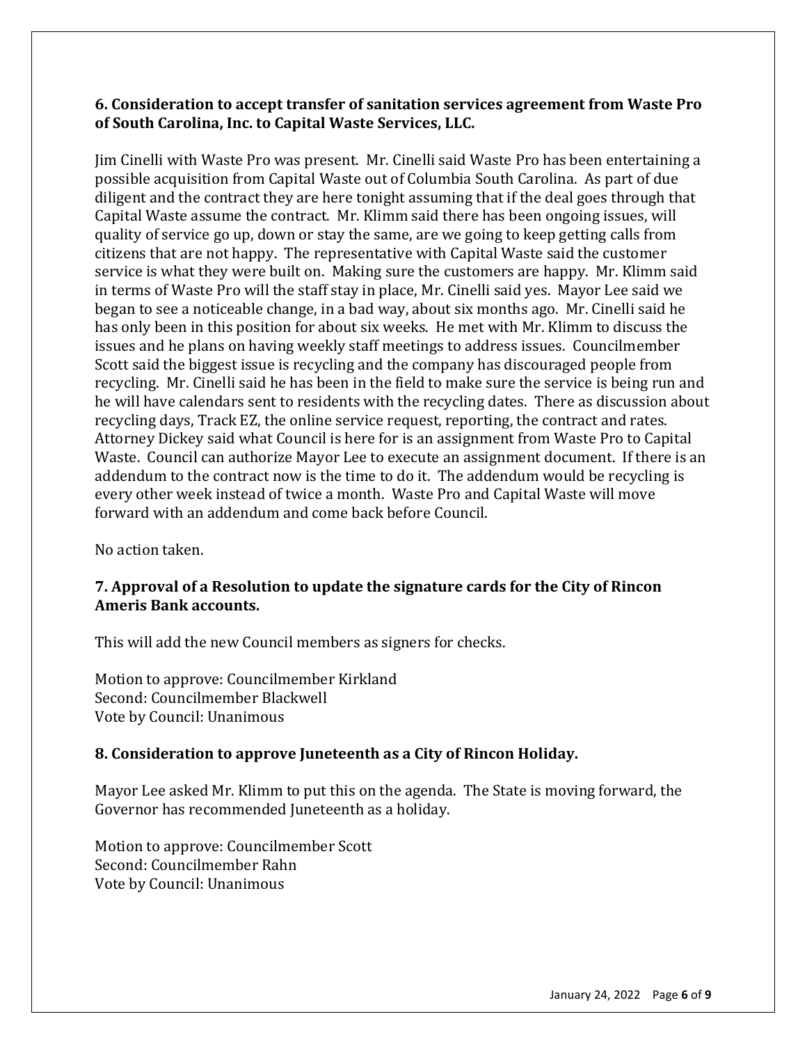### 6. Consideration to accept transfer of sanitation services agreement from Waste Pro of South Carolina, Inc. to Capital Waste Services, LLC.

Jim Cinelli with Waste Pro was present. Mr. Cinelli said Waste Pro has been entertaining a possible acquisition from Capital Waste out of Columbia South Carolina. As part of due diligent and the contract they are here tonight assuming that if the deal goes through that Capital Waste assume the contract. Mr. Klimm said there has been ongoing issues, will quality of service go up, down or stay the same, are we going to keep getting calls from citizens that are not happy. The representative with Capital Waste said the customer service is what they were built on. Making sure the customers are happy. Mr. Klimm said in terms of Waste Pro will the staff stay in place, Mr. Cinelli said yes. Mayor Lee said we began to see a noticeable change, in a bad way, about six months ago. Mr. Cinelli said he has only been in this position for about six weeks. He met with Mr. Klimm to discuss the issues and he plans on having weekly staff meetings to address issues. Councilmember Scott said the biggest issue is recycling and the company has discouraged people from recycling. Mr. Cinelli said he has been in the field to make sure the service is being run and he will have calendars sent to residents with the recycling dates. There as discussion about recycling days, Track EZ, the online service request, reporting, the contract and rates. Attorney Dickey said what Council is here for is an assignment from Waste Pro to Capital Waste. Council can authorize Mayor Lee to execute an assignment document. If there is an addendum to the contract now is the time to do it. The addendum would be recycling is every other week instead of twice a month. Waste Pro and Capital Waste will move forward with an addendum and come back before Council.

No action taken.

### 7. Approval of a Resolution to update the signature cards for the City of Rincon Ameris Bank accounts.

This will add the new Council members as signers for checks.

Motion to approve: Councilmember Kirkland
Second: Councilmember Blackwell
Vote by Council: Unanimous

### 8. Consideration to approve Juneteenth as a City of Rincon Holiday.

Mayor Lee asked Mr. Klimm to put this on the agenda. The State is moving forward, the Governor has recommended Juneteenth as a holiday.

Motion to approve: Councilmember Scott
Second: Councilmember Rahn
Vote by Council: Unanimous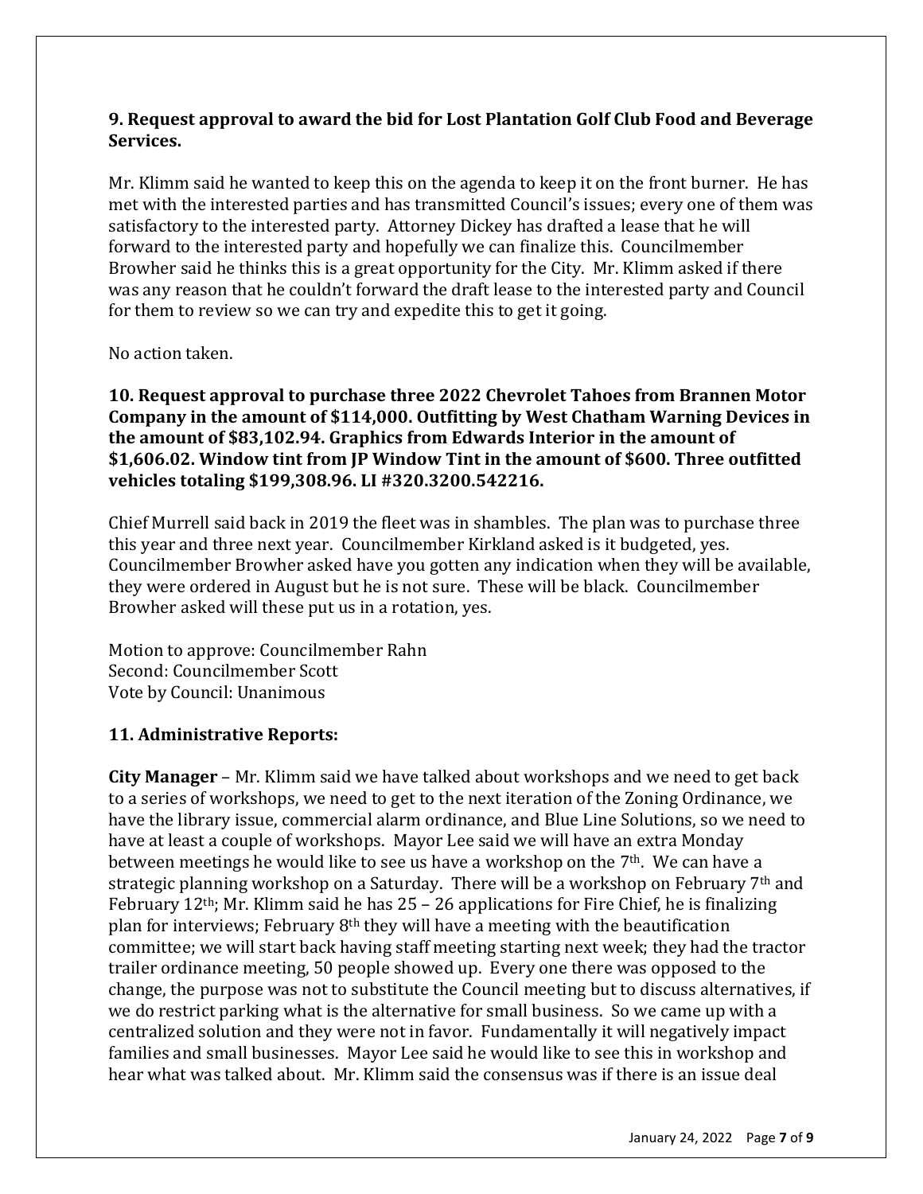**9. Request approval to award the bid for Lost Plantation Golf Club Food and Beverage Services.**

Mr. Klimm said he wanted to keep this on the agenda to keep it on the front burner. He has met with the interested parties and has transmitted Council's issues; every one of them was satisfactory to the interested party. Attorney Dickey has drafted a lease that he will forward to the interested party and hopefully we can finalize this. Councilmember Browher said he thinks this is a great opportunity for the City. Mr. Klimm asked if there was any reason that he couldn't forward the draft lease to the interested party and Council for them to review so we can try and expedite this to get it going.

No action taken.

**10. Request approval to purchase three 2022 Chevrolet Tahoes from Brannen Motor Company in the amount of $114,000. Outfitting by West Chatham Warning Devices in the amount of $83,102.94. Graphics from Edwards Interior in the amount of $1,606.02. Window tint from JP Window Tint in the amount of $600. Three outfitted vehicles totaling $199,308.96. LI #320.3200.542216.**

Chief Murrell said back in 2019 the fleet was in shambles. The plan was to purchase three this year and three next year. Councilmember Kirkland asked is it budgeted, yes. Councilmember Browher asked have you gotten any indication when they will be available, they were ordered in August but he is not sure. These will be black. Councilmember Browher asked will these put us in a rotation, yes.

Motion to approve: Councilmember Rahn
Second: Councilmember Scott
Vote by Council: Unanimous

**11. Administrative Reports:**

**City Manager** – Mr. Klimm said we have talked about workshops and we need to get back to a series of workshops, we need to get to the next iteration of the Zoning Ordinance, we have the library issue, commercial alarm ordinance, and Blue Line Solutions, so we need to have at least a couple of workshops. Mayor Lee said we will have an extra Monday between meetings he would like to see us have a workshop on the 7th. We can have a strategic planning workshop on a Saturday. There will be a workshop on February 7th and February 12th; Mr. Klimm said he has 25 – 26 applications for Fire Chief, he is finalizing plan for interviews; February 8th they will have a meeting with the beautification committee; we will start back having staff meeting starting next week; they had the tractor trailer ordinance meeting, 50 people showed up. Every one there was opposed to the change, the purpose was not to substitute the Council meeting but to discuss alternatives, if we do restrict parking what is the alternative for small business. So we came up with a centralized solution and they were not in favor. Fundamentally it will negatively impact families and small businesses. Mayor Lee said he would like to see this in workshop and hear what was talked about. Mr. Klimm said the consensus was if there is an issue deal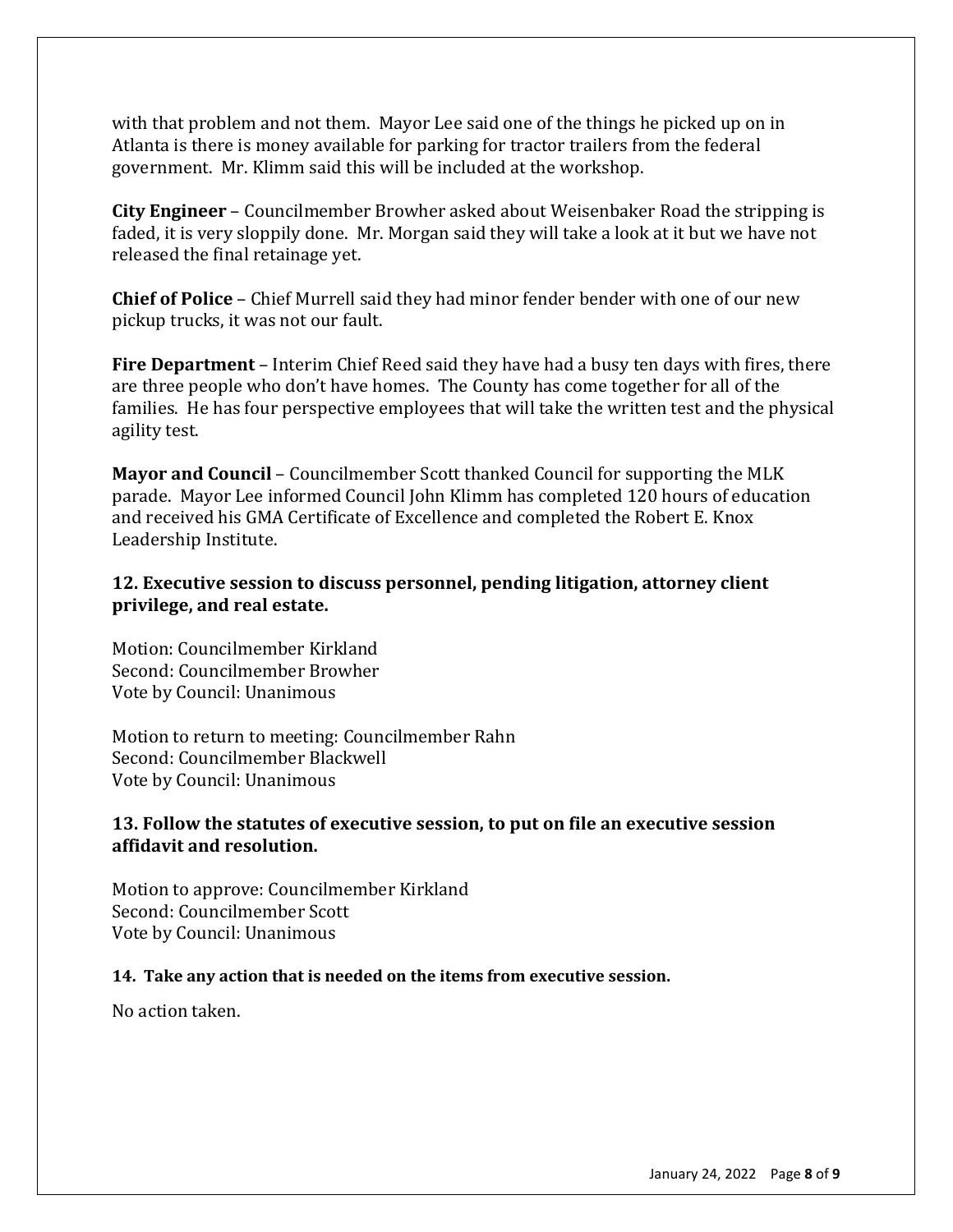with that problem and not them. Mayor Lee said one of the things he picked up on in Atlanta is there is money available for parking for tractor trailers from the federal government. Mr. Klimm said this will be included at the workshop.

**City Engineer** – Councilmember Browher asked about Weisenbaker Road the stripping is faded, it is very sloppily done. Mr. Morgan said they will take a look at it but we have not released the final retainage yet.

**Chief of Police** – Chief Murrell said they had minor fender bender with one of our new pickup trucks, it was not our fault.

**Fire Department** – Interim Chief Reed said they have had a busy ten days with fires, there are three people who don't have homes. The County has come together for all of the families. He has four perspective employees that will take the written test and the physical agility test.

**Mayor and Council** – Councilmember Scott thanked Council for supporting the MLK parade. Mayor Lee informed Council John Klimm has completed 120 hours of education and received his GMA Certificate of Excellence and completed the Robert E. Knox Leadership Institute.

### 12. Executive session to discuss personnel, pending litigation, attorney client privilege, and real estate.

Motion: Councilmember Kirkland
Second: Councilmember Browher
Vote by Council: Unanimous

Motion to return to meeting: Councilmember Rahn
Second: Councilmember Blackwell
Vote by Council: Unanimous

### 13. Follow the statutes of executive session, to put on file an executive session affidavit and resolution.

Motion to approve: Councilmember Kirkland
Second: Councilmember Scott
Vote by Council: Unanimous

**14. Take any action that is needed on the items from executive session.**

No action taken.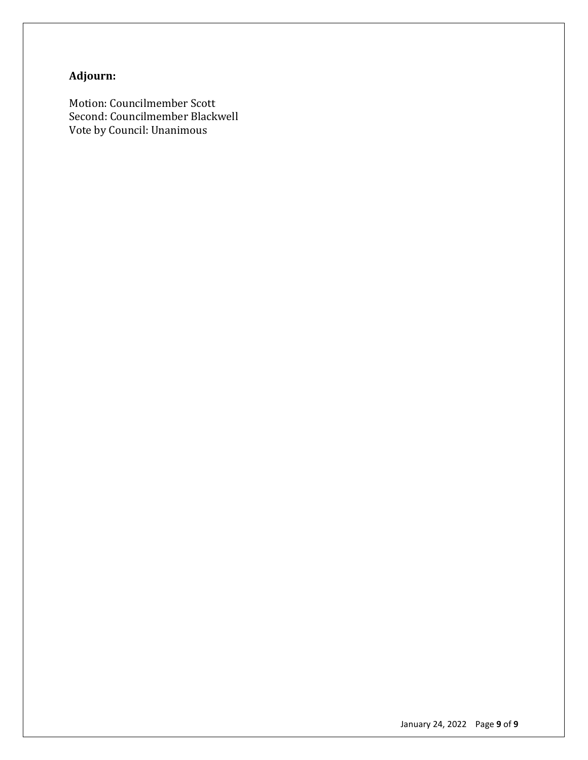**Adjourn:**

Motion: Councilmember Scott
Second: Councilmember Blackwell
Vote by Council: Unanimous